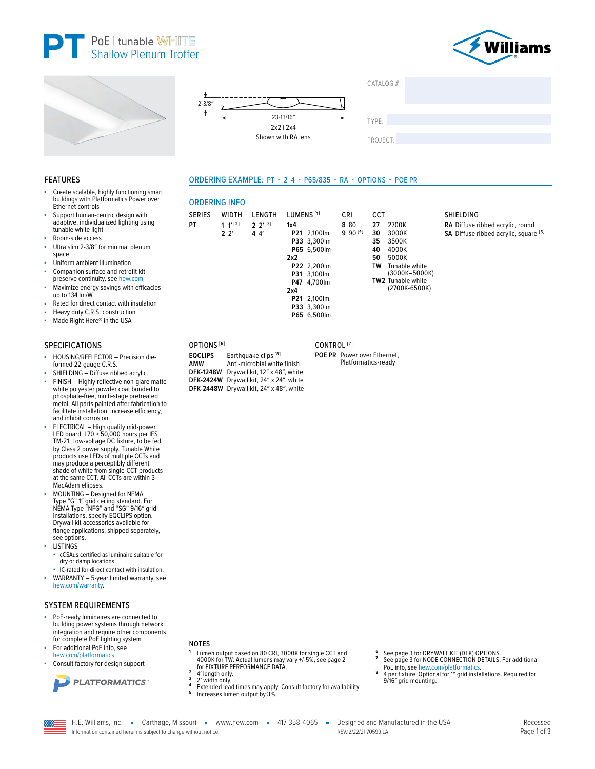# PT PoE | tunable WHITE Shallow Plenum Troffer

2-3/8"

23-13/16"

2x2 | 2x4

Shown with RA lens

CATALOG #:

TYPE:

PROJECT:

## FEATURES

- Create scalable, highly functioning smart buildings with Platformatics Power over Ethernet controls
- Support human-centric design with adaptive, individualized lighting using tunable white light
- Room-side access
- Ultra slim 2-3/8" for minimal plenum space
- Uniform ambient illumination
- Companion surface and retrofit kit preserve continuity, see hew.com
- Maximize energy savings with efficacies up to 134 lm/W
- Rated for direct contact with insulation
- Heavy duty C.R.S. construction
- Made Right Here® in the USA

## SPECIFICATIONS

- HOUSING/REFLECTOR – Precision die-formed 22-gauge C.R.S.
- SHIELDING – Diffuse ribbed acrylic.
- FINISH – Highly reflective non-glare matte white polyester powder coat bonded to phosphate-free, multi-stage pretreated metal. All parts painted after fabrication to facilitate installation, increase efficiency, and inhibit corrosion.
- ELECTRICAL – High quality mid-power LED board. L70 > 50,000 hours per IES TM-21. Low-voltage DC fixture, to be fed by Class 2 power supply. Tunable White products use LEDs of multiple CCTs and may produce a perceptibly different shade of white from single-CCT products at the same CCT. All CCTs are within 3 MacAdam ellipses.
- MOUNTING – Designed for NEMA Type "G" 1" grid ceiling standard. For NEMA Type "NFG" and "SG" 9/16" grid installations, specify EQCLIPS option. Drywall kit accessories available for flange applications, shipped separately, see options.
- LISTINGS –
  - cCSAus certified as luminaire suitable for dry or damp locations.
  - IC-rated for direct contact with insulation.
- WARRANTY – 5-year limited warranty, see hew.com/warranty.

## SYSTEM REQUIREMENTS

- PoE-ready luminaires are connected to building power systems through network integration and require other components for complete PoE lighting system
- For additional PoE info, see hew.com/platformatics
- Consult factory for design support

PLATFORMATICS™

## ORDERING EXAMPLE: PT - 2 4 - P65/835 - RA - OPTIONS - POE PR

## ORDERING INFO

| SERIES | WIDTH | LENGTH | LUMENS [1] | CRI | CCT | SHIELDING |
|---|---|---|---|---|---|---|
| **PT** | **1** 1' [2] | **2** 2' [3] | **1x4** | **8** 80 | **27** 2700K | **RA** Diffuse ribbed acrylic, round |
| | **2** 2' | **4** 4' | **P21** 2,100lm | **9** 90 [4] | **30** 3000K | **SA** Diffuse ribbed acrylic, square [5] |
| | | | **P33** 3,300lm | | **35** 3500K | |
| | | | **P65** 6,500lm | | **40** 4000K | |
| | | | **2x2** | | **50** 5000K | |
| | | | **P22** 2,200lm | | **TW** Tunable white (3000K–5000K) | |
| | | | **P31** 3,100lm | | **TW2** Tunable white (2700K-6500K) | |
| | | | **P47** 4,700lm | | | |
| | | | **2x4** | | | |
| | | | **P21** 2,100lm | | | |
| | | | **P33** 3,300lm | | | |
| | | | **P65** 6,500lm | | | |

| OPTIONS [6] | |
|---|---|
| **EQCLIPS** | Earthquake clips [8] |
| **AMW** | Anti-microbial white finish |
| **DFK-1248W** | Drywall kit, 12" x 48", white |
| **DFK-2424W** | Drywall kit, 24" x 24", white |
| **DFK-2448W** | Drywall kit, 24" x 48", white |

| CONTROL [7] | |
|---|---|
| **POE PR** | Power over Ethernet, Platformatics-ready |

## NOTES

1. Lumen output based on 80 CRI, 3000K for single CCT and 4000K for TW. Actual lumens may vary +/-5%, see page 2 for FIXTURE PERFORMANCE DATA.
2. 4' length only.
3. 2' width only.
4. Extended lead times may apply. Consult factory for availability.
5. Increases lumen output by 3%.
6. See page 3 for DRYWALL KIT (DFK) OPTIONS.
7. See page 3 for NODE CONNECTION DETAILS. For additional PoE info, see hew.com/platformatics.
8. 4 per fixture. Optional for 1" grid installations. Required for 9/16" grid mounting.

H.E. Williams, Inc. ▪ Carthage, Missouri ▪ www.hew.com ▪ 417-358-4065 ▪ Designed and Manufactured in the USA

Information contained herein is subject to change without notice. REV.12/22/21.70599.LA

Recessed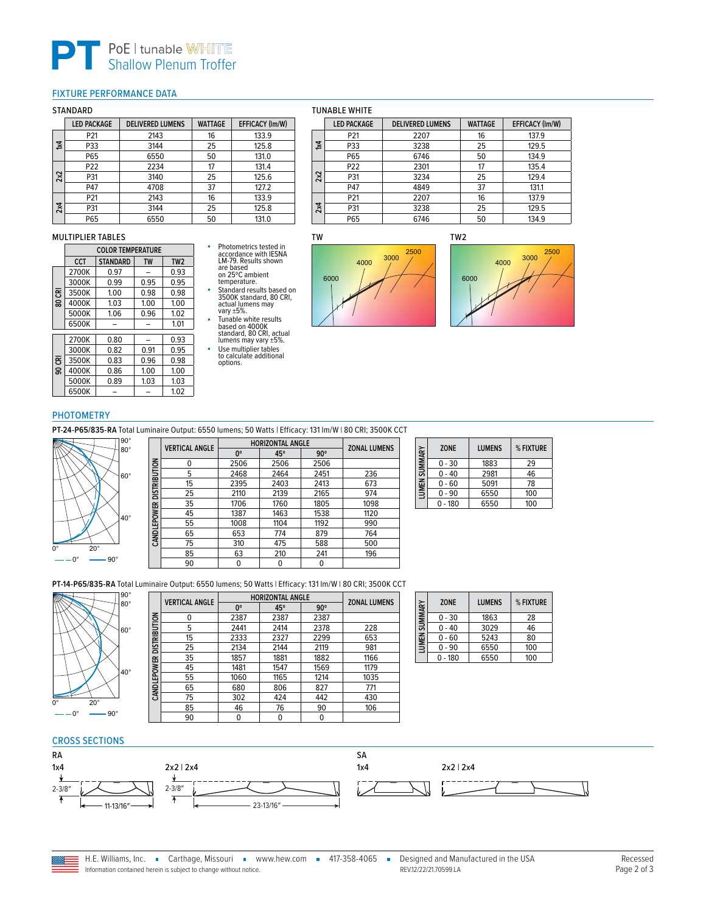# PT PoE | tunable WHITE Shallow Plenum Troffer

## FIXTURE PERFORMANCE DATA

### STANDARD

| | LED PACKAGE | DELIVERED LUMENS | WATTAGE | EFFICACY (lm/W) |
|---|---|---|---|---|
| 1x4 | P21 | 2143 | 16 | 133.9 |
| | P33 | 3144 | 25 | 125.8 |
| | P65 | 6550 | 50 | 131.0 |
| 2x2 | P22 | 2234 | 17 | 131.4 |
| | P31 | 3140 | 25 | 125.6 |
| | P47 | 4708 | 37 | 127.2 |
| 2x4 | P21 | 2143 | 16 | 133.9 |
| | P31 | 3144 | 25 | 125.8 |
| | P65 | 6550 | 50 | 131.0 |

### TUNABLE WHITE

| | LED PACKAGE | DELIVERED LUMENS | WATTAGE | EFFICACY (lm/W) |
|---|---|---|---|---|
| 1x4 | P21 | 2207 | 16 | 137.9 |
| | P33 | 3238 | 25 | 129.5 |
| | P65 | 6746 | 50 | 134.9 |
| 2x2 | P22 | 2301 | 17 | 135.4 |
| | P31 | 3234 | 25 | 129.4 |
| | P47 | 4849 | 37 | 131.1 |
| 2x4 | P21 | 2207 | 16 | 137.9 |
| | P31 | 3238 | 25 | 129.5 |
| | P65 | 6746 | 50 | 134.9 |

### MULTIPLIER TABLES

| | COLOR TEMPERATURE | | | |
|---|---|---|---|---|
| | CCT | STANDARD | TW | TW2 |
| 80 CRI | 2700K | 0.97 | – | 0.93 |
| | 3000K | 0.99 | 0.95 | 0.95 |
| | 3500K | 1.00 | 0.98 | 0.98 |
| | 4000K | 1.03 | 1.00 | 1.00 |
| | 5000K | 1.06 | 0.96 | 1.02 |
| | 6500K | – | – | 1.01 |
| 90 CRI | 2700K | 0.80 | – | 0.93 |
| | 3000K | 0.82 | 0.91 | 0.95 |
| | 3500K | 0.83 | 0.96 | 0.98 |
| | 4000K | 0.86 | 1.00 | 1.00 |
| | 5000K | 0.89 | 1.03 | 1.03 |
| | 6500K | – | – | 1.02 |

- Photometrics tested in accordance with IESNA LM-79. Results shown are based on 25°C ambient temperature.
- Standard results based on 3500K standard, 80 CRI, actual lumens may vary ±5%.
- Tunable white results based on 4000K standard, 80 CRI, actual lumens may vary ±5%.
- Use multiplier tables to calculate additional options.

TW

TW2

## PHOTOMETRY

**PT-24-P65/835-RA** Total Luminaire Output: 6550 lumens; 50 Watts | Efficacy: 131 lm/W | 80 CRI; 3500K CCT

CANDLEPOWER DISTRIBUTION

| VERTICAL ANGLE | HORIZONTAL ANGLE 0° | 45° | 90° | ZONAL LUMENS |
|---|---|---|---|---|
| 0 | 2506 | 2506 | 2506 | |
| 5 | 2468 | 2464 | 2451 | 236 |
| 15 | 2395 | 2403 | 2413 | 673 |
| 25 | 2110 | 2139 | 2165 | 974 |
| 35 | 1706 | 1760 | 1805 | 1098 |
| 45 | 1387 | 1463 | 1538 | 1120 |
| 55 | 1008 | 1104 | 1192 | 990 |
| 65 | 653 | 774 | 879 | 764 |
| 75 | 310 | 475 | 588 | 500 |
| 85 | 63 | 210 | 241 | 196 |
| 90 | 0 | 0 | 0 | |

LUMEN SUMMARY

| ZONE | LUMENS | % FIXTURE |
|---|---|---|
| 0 - 30 | 1883 | 29 |
| 0 - 40 | 2981 | 46 |
| 0 - 60 | 5091 | 78 |
| 0 - 90 | 6550 | 100 |
| 0 - 180 | 6550 | 100 |

**PT-14-P65/835-RA** Total Luminaire Output: 6550 lumens; 50 Watts | Efficacy: 131 lm/W | 80 CRI; 3500K CCT

CANDLEPOWER DISTRIBUTION

| VERTICAL ANGLE | HORIZONTAL ANGLE 0° | 45° | 90° | ZONAL LUMENS |
|---|---|---|---|---|
| 0 | 2387 | 2387 | 2387 | |
| 5 | 2441 | 2414 | 2378 | 228 |
| 15 | 2333 | 2327 | 2299 | 653 |
| 25 | 2134 | 2144 | 2119 | 981 |
| 35 | 1857 | 1881 | 1882 | 1166 |
| 45 | 1481 | 1547 | 1569 | 1179 |
| 55 | 1060 | 1165 | 1214 | 1035 |
| 65 | 680 | 806 | 827 | 771 |
| 75 | 302 | 424 | 442 | 430 |
| 85 | 46 | 76 | 90 | 106 |
| 90 | 0 | 0 | 0 | |

LUMEN SUMMARY

| ZONE | LUMENS | % FIXTURE |
|---|---|---|
| 0 - 30 | 1863 | 28 |
| 0 - 40 | 3029 | 46 |
| 0 - 60 | 5243 | 80 |
| 0 - 90 | 6550 | 100 |
| 0 - 180 | 6550 | 100 |

## CROSS SECTIONS

**RA**

1x4 — 2-3/8″, 11-13/16″

2x2 | 2x4 — 2-3/8″, 23-13/16″

**SA**

1x4

2x2 | 2x4

H.E. Williams, Inc. ▪ Carthage, Missouri ▪ www.hew.com ▪ 417-358-4065 ▪ Designed and Manufactured in the USA

Information contained herein is subject to change without notice. REV.12/22/21.70599.LA

Recessed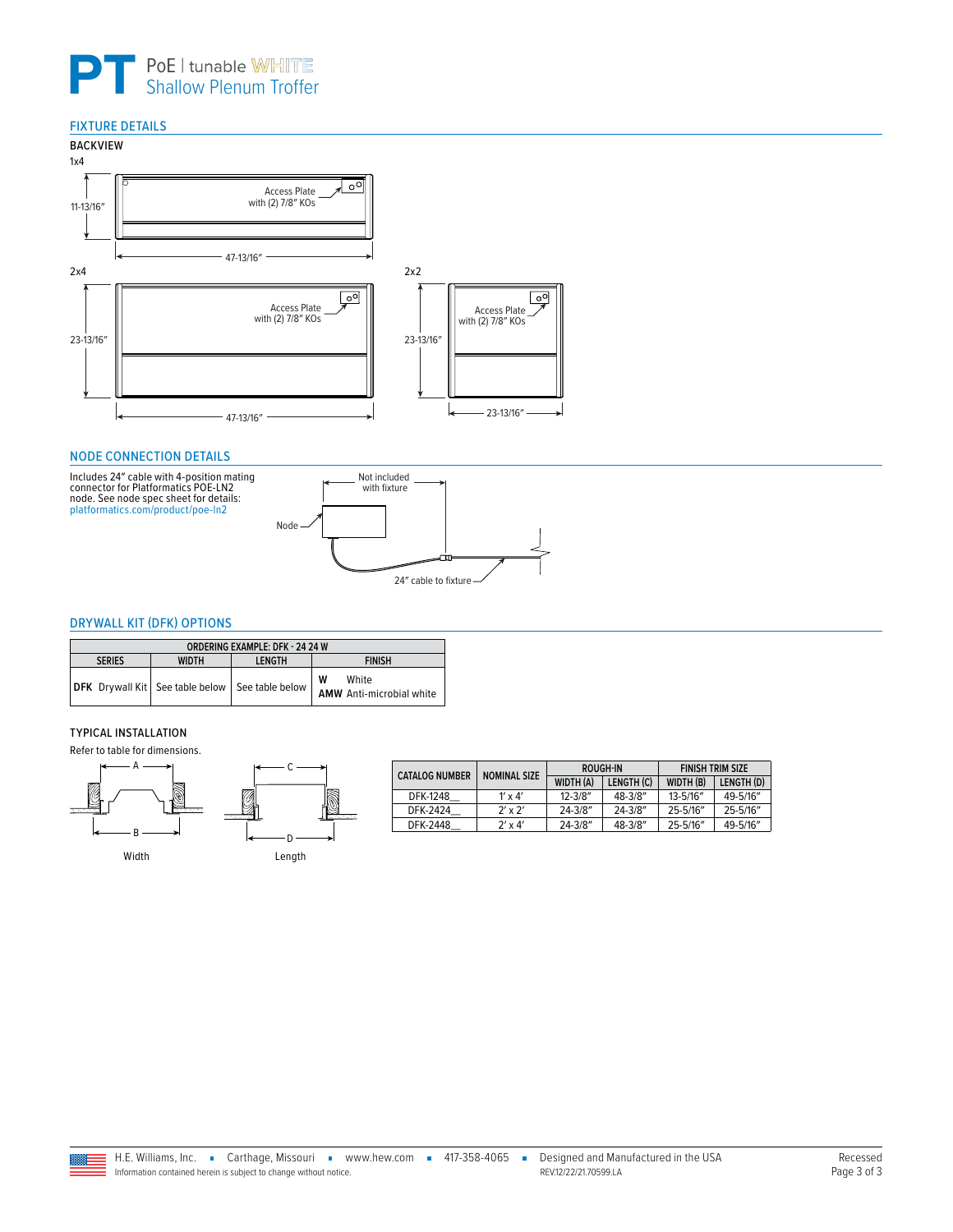# PT PoE | tunable WHITE Shallow Plenum Troffer

## FIXTURE DETAILS

### BACKVIEW

1x4

Access Plate with (2) 7/8″ KOs

11-13/16″

47-13/16″

2x4

Access Plate with (2) 7/8″ KOs

23-13/16″

47-13/16″

2x2

Access Plate with (2) 7/8″ KOs

23-13/16″

23-13/16″

## NODE CONNECTION DETAILS

Includes 24″ cable with 4-position mating connector for Platformatics POE-LN2 node. See node spec sheet for details: platformatics.com/product/poe-ln2

Not included with fixture

Node

24″ cable to fixture

## DRYWALL KIT (DFK) OPTIONS

| ORDERING EXAMPLE: DFK - 24 24 W | | | |
|---|---|---|---|
| SERIES | WIDTH | LENGTH | FINISH |
| **DFK** Drywall Kit | See table below | See table below | **W** White<br>**AMW** Anti-microbial white |

### TYPICAL INSTALLATION

Refer to table for dimensions.

A

B

Width

C

D

Length

| CATALOG NUMBER | NOMINAL SIZE | ROUGH-IN | | FINISH TRIM SIZE | |
|---|---|---|---|---|---|
| | | WIDTH (A) | LENGTH (C) | WIDTH (B) | LENGTH (D) |
| DFK-1248__ | 1′ x 4′ | 12-3/8″ | 48-3/8″ | 13-5/16″ | 49-5/16″ |
| DFK-2424__ | 2′ x 2′ | 24-3/8″ | 24-3/8″ | 25-5/16″ | 25-5/16″ |
| DFK-2448__ | 2′ x 4′ | 24-3/8″ | 48-3/8″ | 25-5/16″ | 49-5/16″ |

H.E. Williams, Inc. ▪ Carthage, Missouri ▪ www.hew.com ▪ 417-358-4065 ▪ Designed and Manufactured in the USA

Information contained herein is subject to change without notice. REV.12/22/21.70599.LA

Recessed